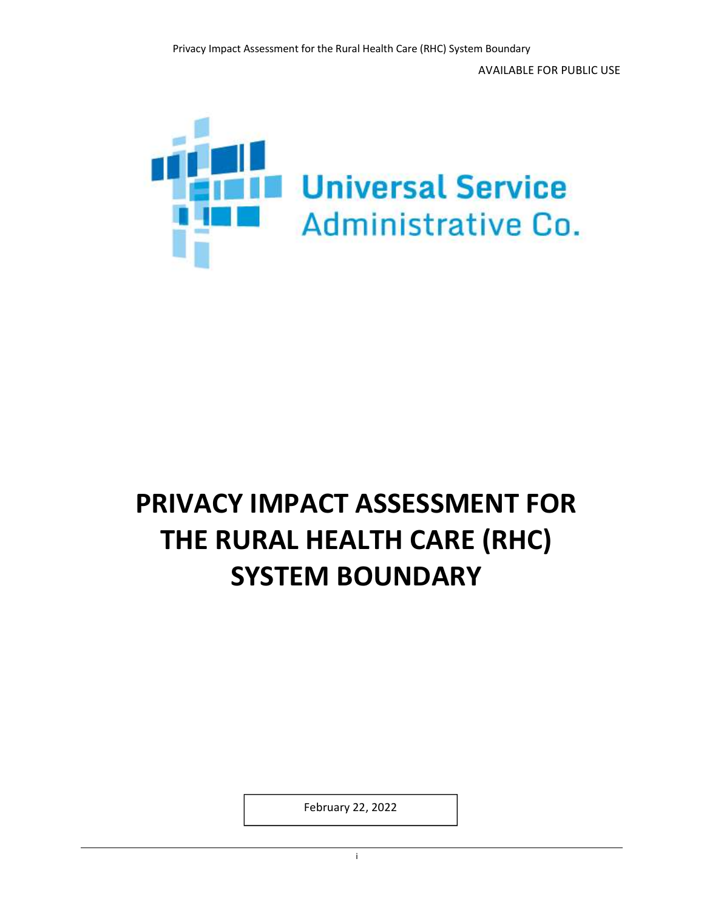AVAILABLE FOR PUBLIC USE

Universal Service Administrative Co.

# PRIVACY IMPACT ASSESSMENT FOR THE RURAL HEALTH CARE (RHC) SYSTEM BOUNDARY

February 22, 2022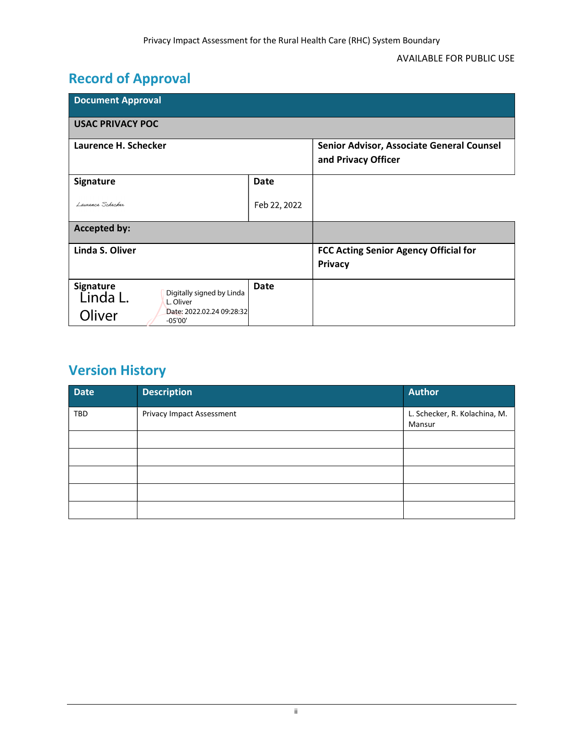AVAILABLE FOR PUBLIC USE

## Record of Approval

| Document Approval | | |
|---|---|---|
| **USAC PRIVACY POC** | | |
| **Laurence H. Schecker** | | **Senior Advisor, Associate General Counsel and Privacy Officer** |
| **Signature**<br>Laurence Schecker | **Date**<br>Feb 22, 2022 | |
| **Accepted by:** | | |
| **Linda S. Oliver** | | **FCC Acting Senior Agency Official for Privacy** |
| **Signature**<br>Linda L. Oliver — Digitally signed by Linda L. Oliver Date: 2022.02.24 09:28:32 -05'00' | **Date** | |

## Version History

| Date | Description | Author |
|---|---|---|
| TBD | Privacy Impact Assessment | L. Schecker, R. Kolachina, M. Mansur |
| | | |
| | | |
| | | |
| | | |
| | | |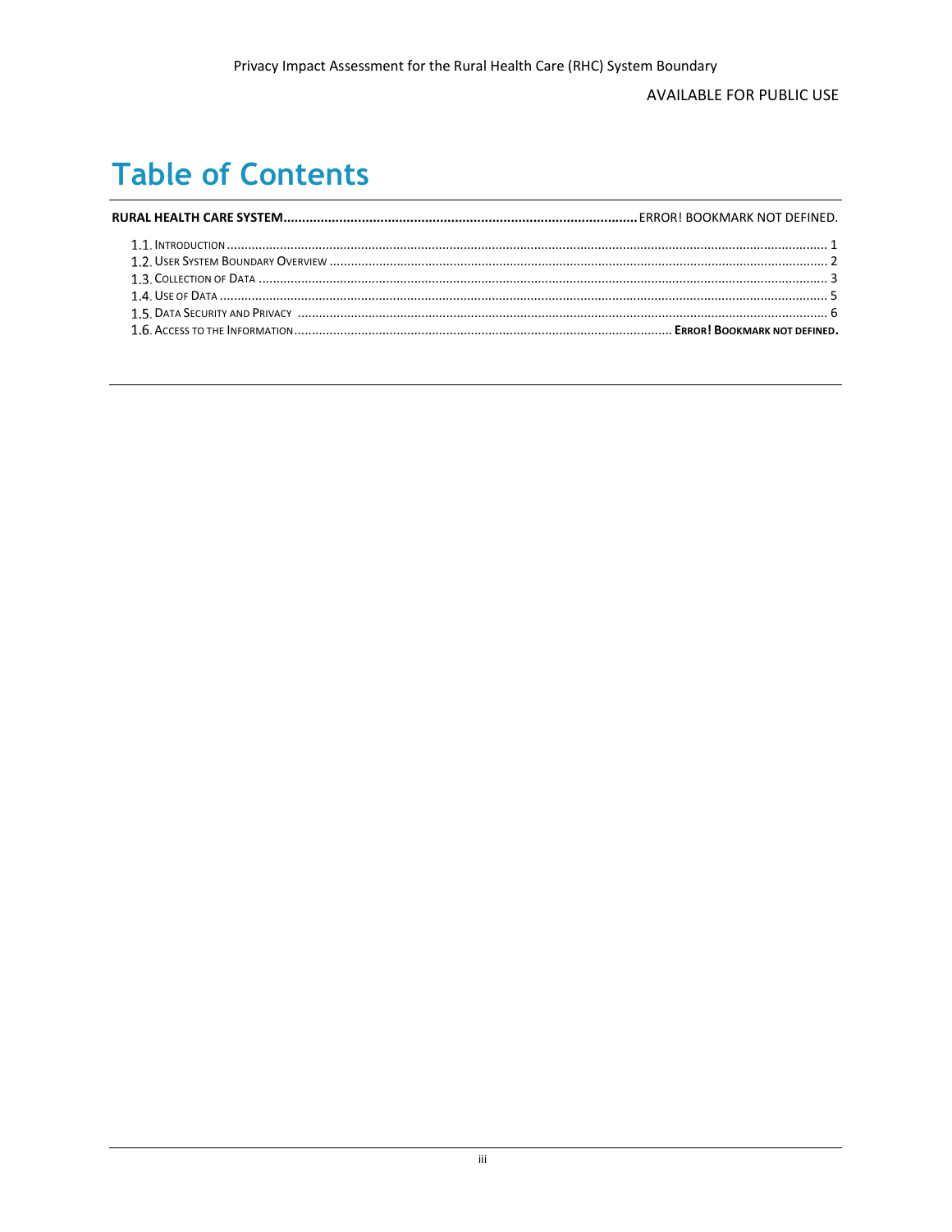# Table of Contents

**RURAL HEALTH CARE SYSTEM** .......... ERROR! BOOKMARK NOT DEFINED.

- 1.1. INTRODUCTION .......... 1
- 1.2. USER SYSTEM BOUNDARY OVERVIEW .......... 2
- 1.3. COLLECTION OF DATA .......... 3
- 1.4. USE OF DATA .......... 5
- 1.5. DATA SECURITY AND PRIVACY .......... 6
- 1.6. ACCESS TO THE INFORMATION .......... **ERROR! BOOKMARK NOT DEFINED.**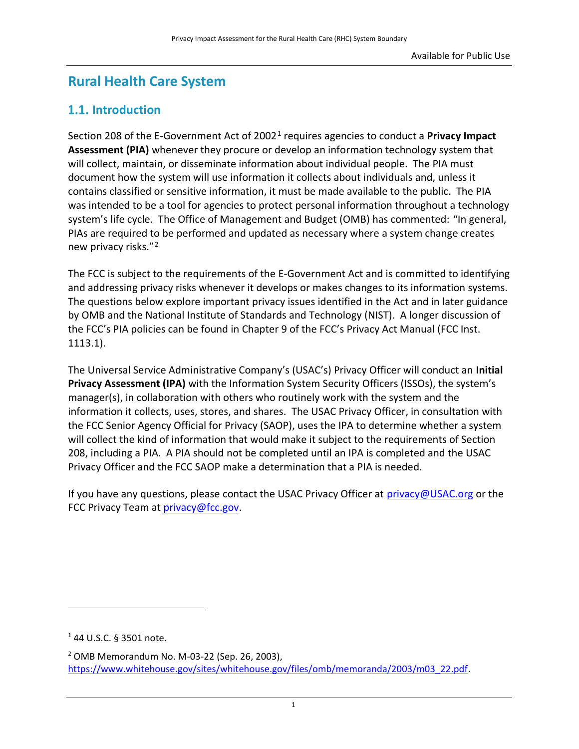# Rural Health Care System

## 1.1. Introduction

Section 208 of the E-Government Act of 2002[1] requires agencies to conduct a **Privacy Impact Assessment (PIA)** whenever they procure or develop an information technology system that will collect, maintain, or disseminate information about individual people. The PIA must document how the system will use information it collects about individuals and, unless it contains classified or sensitive information, it must be made available to the public. The PIA was intended to be a tool for agencies to protect personal information throughout a technology system's life cycle. The Office of Management and Budget (OMB) has commented: "In general, PIAs are required to be performed and updated as necessary where a system change creates new privacy risks."[2]

The FCC is subject to the requirements of the E-Government Act and is committed to identifying and addressing privacy risks whenever it develops or makes changes to its information systems. The questions below explore important privacy issues identified in the Act and in later guidance by OMB and the National Institute of Standards and Technology (NIST). A longer discussion of the FCC's PIA policies can be found in Chapter 9 of the FCC's Privacy Act Manual (FCC Inst. 1113.1).

The Universal Service Administrative Company's (USAC's) Privacy Officer will conduct an **Initial Privacy Assessment (IPA)** with the Information System Security Officers (ISSOs), the system's manager(s), in collaboration with others who routinely work with the system and the information it collects, uses, stores, and shares. The USAC Privacy Officer, in consultation with the FCC Senior Agency Official for Privacy (SAOP), uses the IPA to determine whether a system will collect the kind of information that would make it subject to the requirements of Section 208, including a PIA. A PIA should not be completed until an IPA is completed and the USAC Privacy Officer and the FCC SAOP make a determination that a PIA is needed.

If you have any questions, please contact the USAC Privacy Officer at privacy@USAC.org or the FCC Privacy Team at privacy@fcc.gov.

---

[1] 44 U.S.C. § 3501 note.

[2] OMB Memorandum No. M-03-22 (Sep. 26, 2003), https://www.whitehouse.gov/sites/whitehouse.gov/files/omb/memoranda/2003/m03_22.pdf.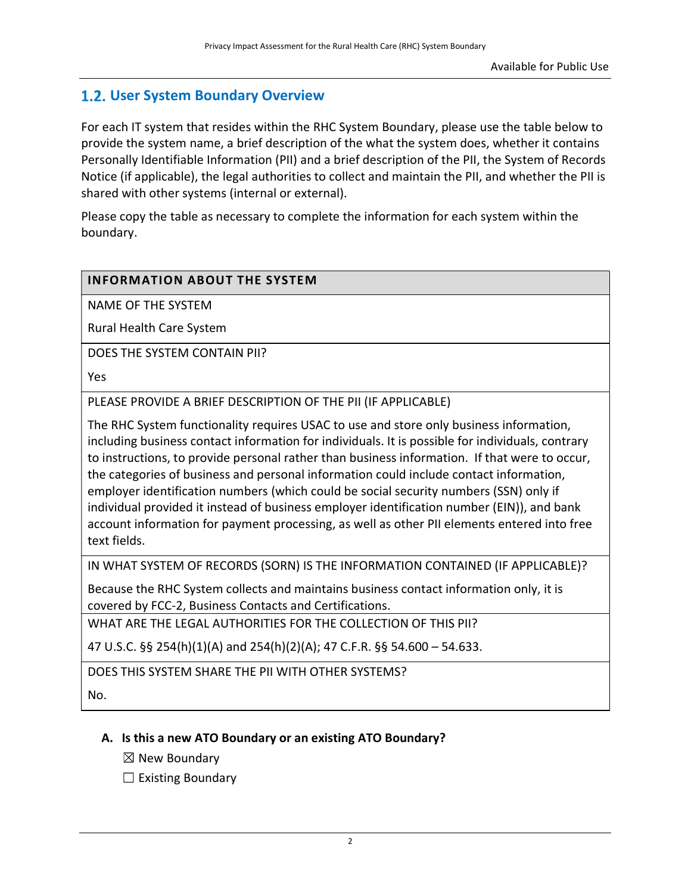## 1.2. User System Boundary Overview

For each IT system that resides within the RHC System Boundary, please use the table below to provide the system name, a brief description of the what the system does, whether it contains Personally Identifiable Information (PII) and a brief description of the PII, the System of Records Notice (if applicable), the legal authorities to collect and maintain the PII, and whether the PII is shared with other systems (internal or external).

Please copy the table as necessary to complete the information for each system within the boundary.

| INFORMATION ABOUT THE SYSTEM |
| --- |
| NAME OF THE SYSTEM<br>Rural Health Care System |
| DOES THE SYSTEM CONTAIN PII?<br>Yes |
| PLEASE PROVIDE A BRIEF DESCRIPTION OF THE PII (IF APPLICABLE)<br>The RHC System functionality requires USAC to use and store only business information, including business contact information for individuals. It is possible for individuals, contrary to instructions, to provide personal rather than business information. If that were to occur, the categories of business and personal information could include contact information, employer identification numbers (which could be social security numbers (SSN) only if individual provided it instead of business employer identification number (EIN)), and bank account information for payment processing, as well as other PII elements entered into free text fields. |
| IN WHAT SYSTEM OF RECORDS (SORN) IS THE INFORMATION CONTAINED (IF APPLICABLE)?<br>Because the RHC System collects and maintains business contact information only, it is covered by FCC-2, Business Contacts and Certifications. |
| WHAT ARE THE LEGAL AUTHORITIES FOR THE COLLECTION OF THIS PII?<br>47 U.S.C. §§ 254(h)(1)(A) and 254(h)(2)(A); 47 C.F.R. §§ 54.600 – 54.633. |
| DOES THIS SYSTEM SHARE THE PII WITH OTHER SYSTEMS?<br>No. |

**A. Is this a new ATO Boundary or an existing ATO Boundary?**

☒ New Boundary

☐ Existing Boundary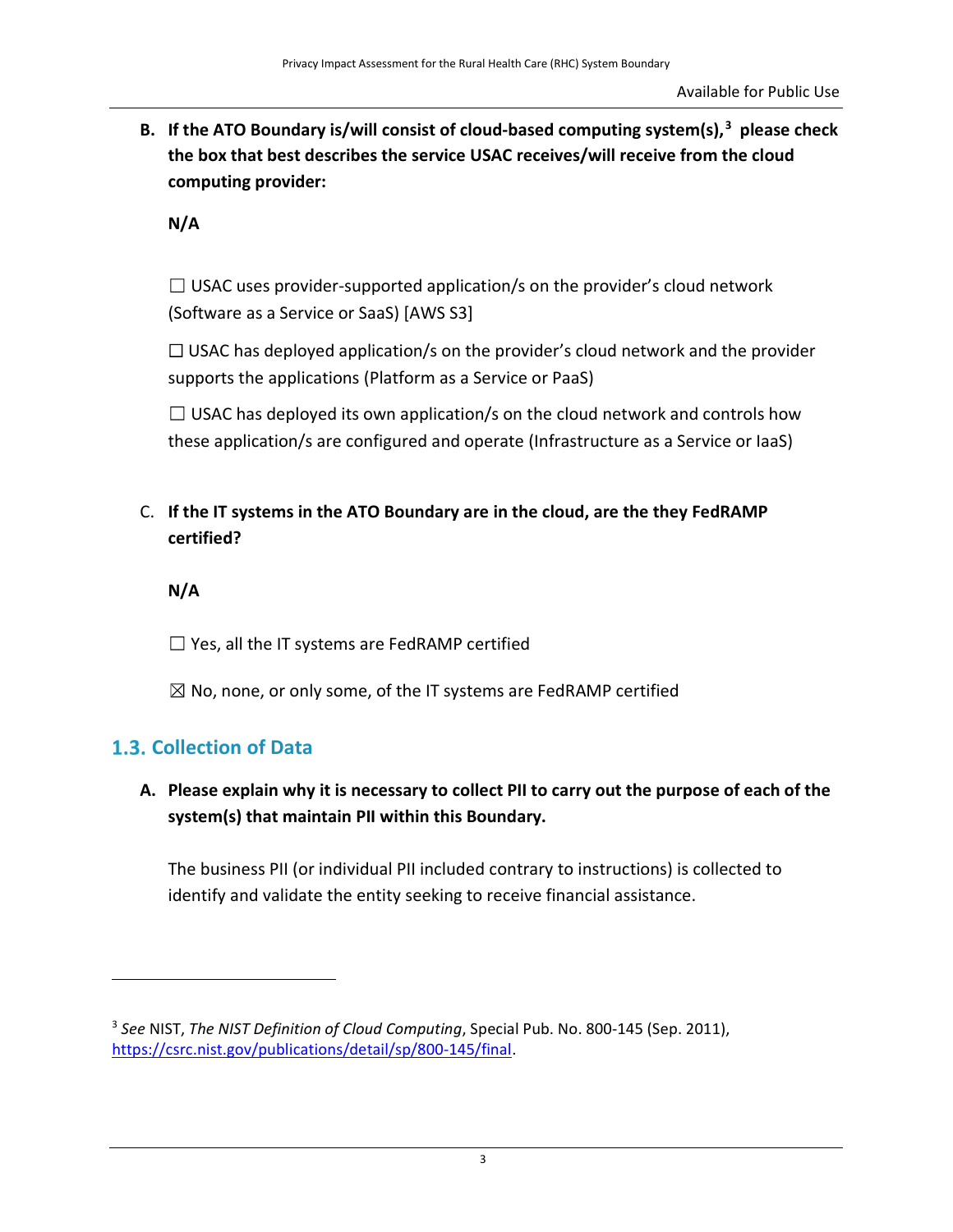**B. If the ATO Boundary is/will consist of cloud-based computing system(s),[3] please check the box that best describes the service USAC receives/will receive from the cloud computing provider:**

**N/A**

☐ USAC uses provider-supported application/s on the provider's cloud network (Software as a Service or SaaS) [AWS S3]

☐ USAC has deployed application/s on the provider's cloud network and the provider supports the applications (Platform as a Service or PaaS)

☐ USAC has deployed its own application/s on the cloud network and controls how these application/s are configured and operate (Infrastructure as a Service or IaaS)

C. **If the IT systems in the ATO Boundary are in the cloud, are the they FedRAMP certified?**

**N/A**

☐ Yes, all the IT systems are FedRAMP certified

☒ No, none, or only some, of the IT systems are FedRAMP certified

## 1.3. Collection of Data

**A. Please explain why it is necessary to collect PII to carry out the purpose of each of the system(s) that maintain PII within this Boundary.**

The business PII (or individual PII included contrary to instructions) is collected to identify and validate the entity seeking to receive financial assistance.

---

[3] *See* NIST, *The NIST Definition of Cloud Computing*, Special Pub. No. 800-145 (Sep. 2011), https://csrc.nist.gov/publications/detail/sp/800-145/final.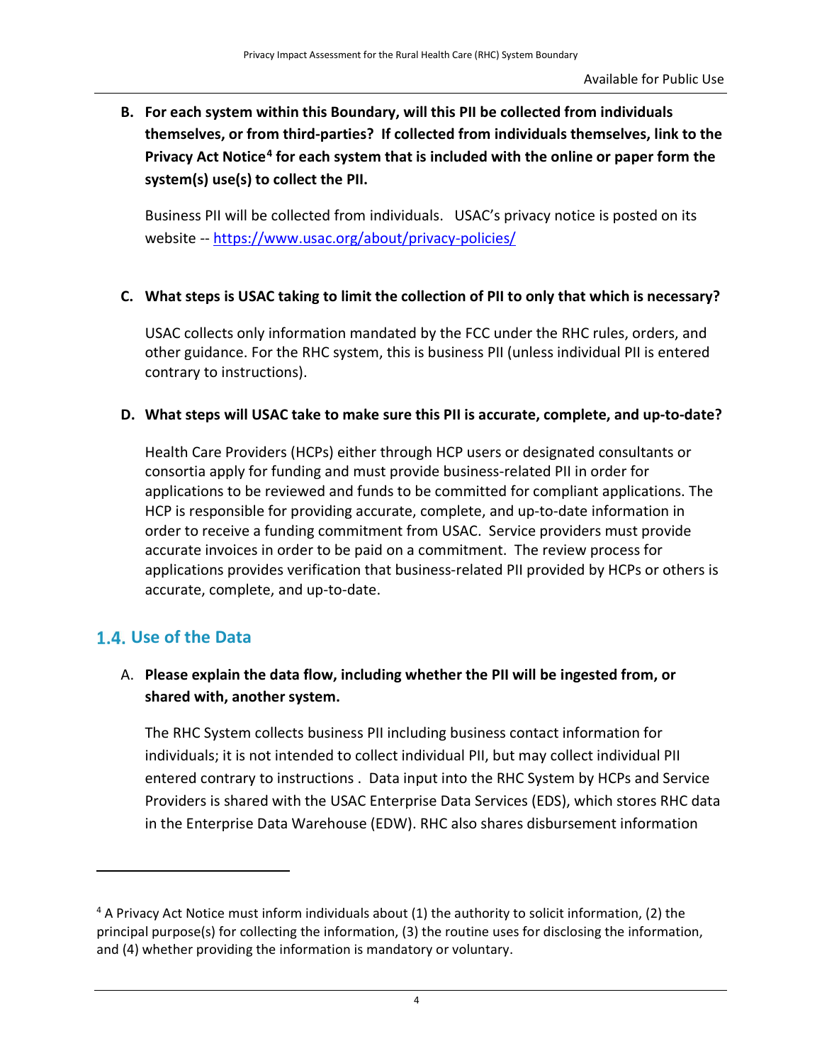**B. For each system within this Boundary, will this PII be collected from individuals themselves, or from third-parties? If collected from individuals themselves, link to the Privacy Act Notice[4] for each system that is included with the online or paper form the system(s) use(s) to collect the PII.**

Business PII will be collected from individuals. USAC's privacy notice is posted on its website -- https://www.usac.org/about/privacy-policies/

**C. What steps is USAC taking to limit the collection of PII to only that which is necessary?**

USAC collects only information mandated by the FCC under the RHC rules, orders, and other guidance. For the RHC system, this is business PII (unless individual PII is entered contrary to instructions).

**D. What steps will USAC take to make sure this PII is accurate, complete, and up-to-date?**

Health Care Providers (HCPs) either through HCP users or designated consultants or consortia apply for funding and must provide business-related PII in order for applications to be reviewed and funds to be committed for compliant applications. The HCP is responsible for providing accurate, complete, and up-to-date information in order to receive a funding commitment from USAC. Service providers must provide accurate invoices in order to be paid on a commitment. The review process for applications provides verification that business-related PII provided by HCPs or others is accurate, complete, and up-to-date.

## 1.4. Use of the Data

A. **Please explain the data flow, including whether the PII will be ingested from, or shared with, another system.**

The RHC System collects business PII including business contact information for individuals; it is not intended to collect individual PII, but may collect individual PII entered contrary to instructions . Data input into the RHC System by HCPs and Service Providers is shared with the USAC Enterprise Data Services (EDS), which stores RHC data in the Enterprise Data Warehouse (EDW). RHC also shares disbursement information

---

[4] A Privacy Act Notice must inform individuals about (1) the authority to solicit information, (2) the principal purpose(s) for collecting the information, (3) the routine uses for disclosing the information, and (4) whether providing the information is mandatory or voluntary.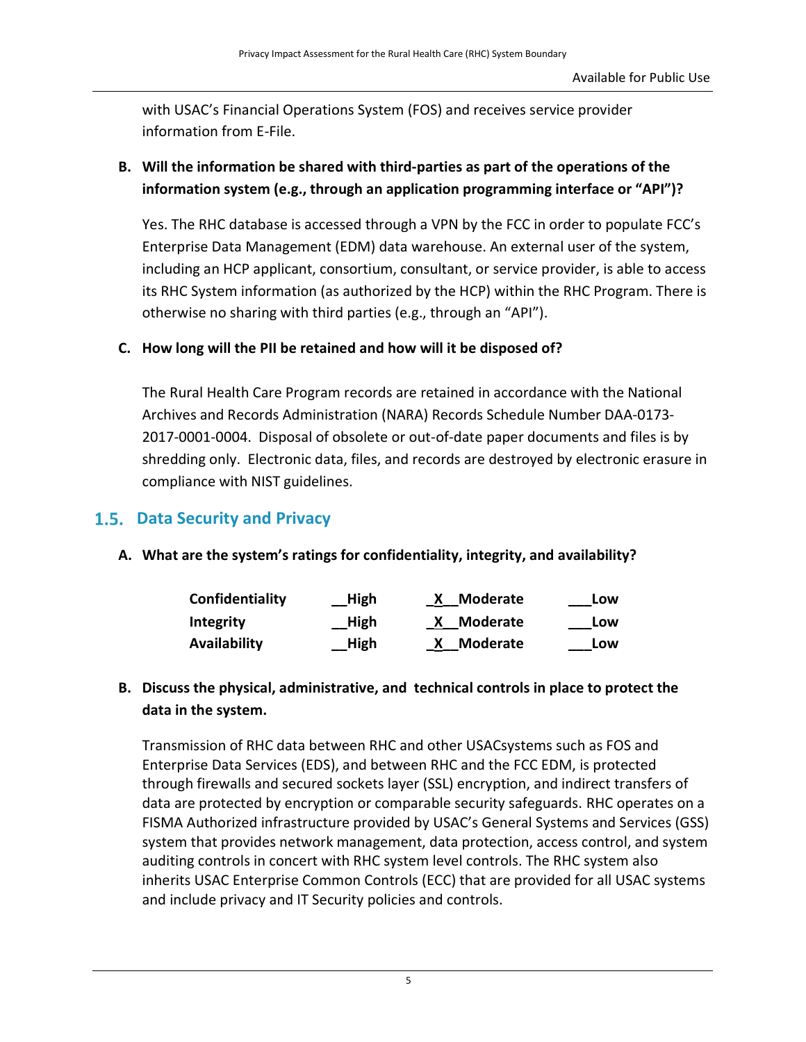with USAC's Financial Operations System (FOS) and receives service provider information from E-File.

**B. Will the information be shared with third-parties as part of the operations of the information system (e.g., through an application programming interface or "API")?**

Yes. The RHC database is accessed through a VPN by the FCC in order to populate FCC's Enterprise Data Management (EDM) data warehouse. An external user of the system, including an HCP applicant, consortium, consultant, or service provider, is able to access its RHC System information (as authorized by the HCP) within the RHC Program. There is otherwise no sharing with third parties (e.g., through an "API").

**C. How long will the PII be retained and how will it be disposed of?**

The Rural Health Care Program records are retained in accordance with the National Archives and Records Administration (NARA) Records Schedule Number DAA-0173-2017-0001-0004. Disposal of obsolete or out-of-date paper documents and files is by shredding only. Electronic data, files, and records are destroyed by electronic erasure in compliance with NIST guidelines.

## 1.5. Data Security and Privacy

**A. What are the system's ratings for confidentiality, integrity, and availability?**

| | | | |
|---|---|---|---|
| **Confidentiality** | **__High** | **_X__Moderate** | **___Low** |
| **Integrity** | **__High** | **_X__Moderate** | **___Low** |
| **Availability** | **__High** | **_X__Moderate** | **___Low** |

**B. Discuss the physical, administrative, and technical controls in place to protect the data in the system.**

Transmission of RHC data between RHC and other USACsystems such as FOS and Enterprise Data Services (EDS), and between RHC and the FCC EDM, is protected through firewalls and secured sockets layer (SSL) encryption, and indirect transfers of data are protected by encryption or comparable security safeguards. RHC operates on a FISMA Authorized infrastructure provided by USAC's General Systems and Services (GSS) system that provides network management, data protection, access control, and system auditing controls in concert with RHC system level controls. The RHC system also inherits USAC Enterprise Common Controls (ECC) that are provided for all USAC systems and include privacy and IT Security policies and controls.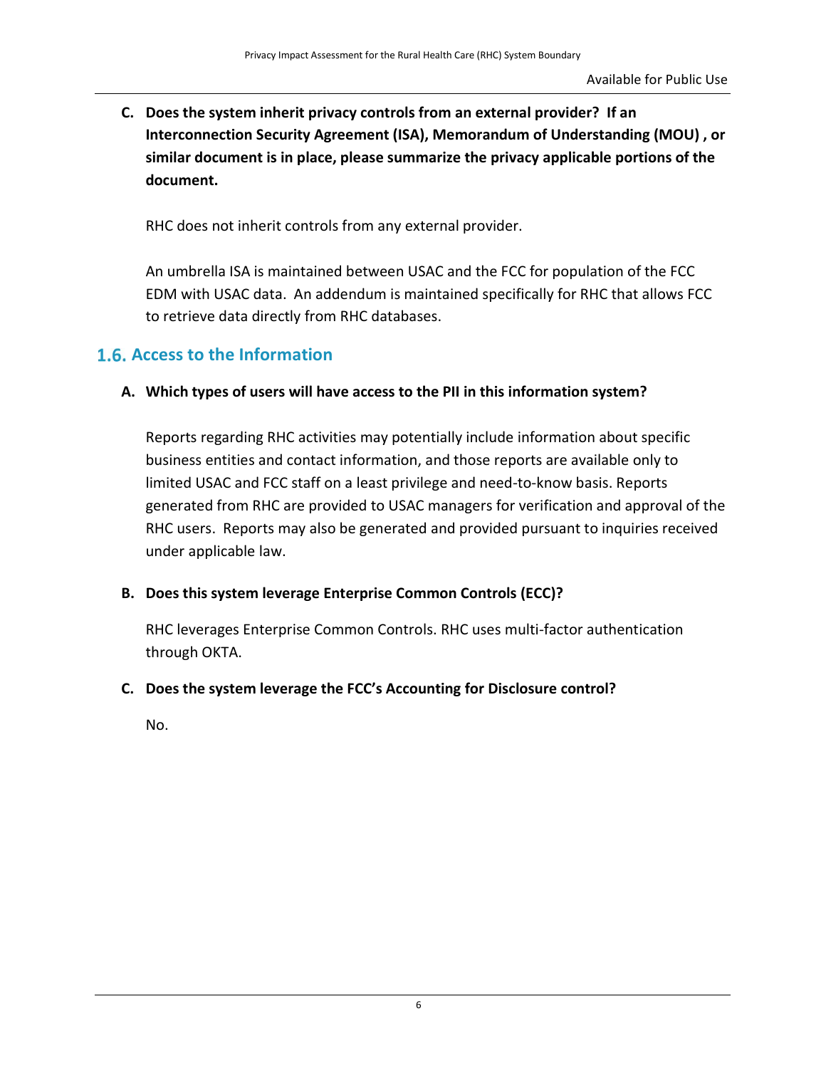**C. Does the system inherit privacy controls from an external provider? If an Interconnection Security Agreement (ISA), Memorandum of Understanding (MOU) , or similar document is in place, please summarize the privacy applicable portions of the document.**

RHC does not inherit controls from any external provider.

An umbrella ISA is maintained between USAC and the FCC for population of the FCC EDM with USAC data. An addendum is maintained specifically for RHC that allows FCC to retrieve data directly from RHC databases.

## 1.6. Access to the Information

**A. Which types of users will have access to the PII in this information system?**

Reports regarding RHC activities may potentially include information about specific business entities and contact information, and those reports are available only to limited USAC and FCC staff on a least privilege and need-to-know basis. Reports generated from RHC are provided to USAC managers for verification and approval of the RHC users. Reports may also be generated and provided pursuant to inquiries received under applicable law.

**B. Does this system leverage Enterprise Common Controls (ECC)?**

RHC leverages Enterprise Common Controls. RHC uses multi-factor authentication through OKTA.

**C. Does the system leverage the FCC's Accounting for Disclosure control?**

No.